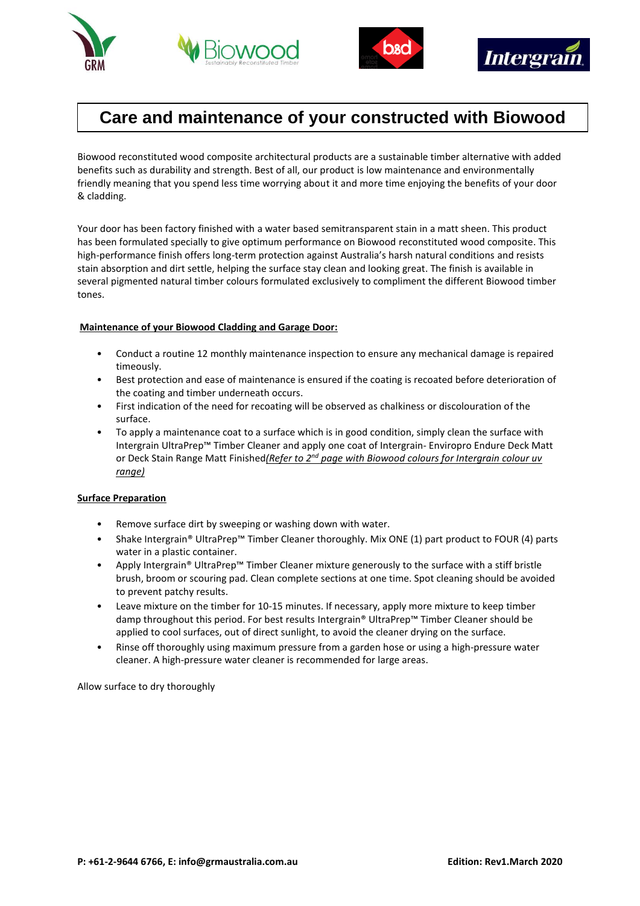# Care and maintenance of your constructed with Biowood

Biowood reconstituted wood composite architectural products are a sustainable timber alternative with added benefits such as durability and strength. Best of all, our product is low maintenance and environmentally friendly meaning that you spend less time worrying about it and more time enjoying the benefits of your door & cladding.

Your door has been factory finished with a water based semitransparent stain in a matt sheen. This product has been formulated specially to give optimum performance on Biowood reconstituted wood composite. This high-performance finish offers long-term protection against Australia's harsh natural conditions and resists stain absorption and dirt settle, helping the surface stay clean and looking great. The finish is available in several pigmented natural timber colours formulated exclusively to compliment the different Biowood timber tones.

**Maintenance of your Biowood Cladding and Garage Door:**

- Conduct a routine 12 monthly maintenance inspection to ensure any mechanical damage is repaired timeously.
- Best protection and ease of maintenance is ensured if the coating is recoated before deterioration of the coating and timber underneath occurs.
- First indication of the need for recoating will be observed as chalkiness or discolouration of the surface.
- To apply a maintenance coat to a surface which is in good condition, simply clean the surface with Intergrain UltraPrep™ Timber Cleaner and apply one coat of Intergrain- Enviropro Endure Deck Matt or Deck Stain Range Matt Finished*(Refer to 2nd page with Biowood colours for Intergrain colour uv range)*

**Surface Preparation**

- Remove surface dirt by sweeping or washing down with water.
- Shake Intergrain® UltraPrep™ Timber Cleaner thoroughly. Mix ONE (1) part product to FOUR (4) parts water in a plastic container.
- Apply Intergrain® UltraPrep™ Timber Cleaner mixture generously to the surface with a stiff bristle brush, broom or scouring pad. Clean complete sections at one time. Spot cleaning should be avoided to prevent patchy results.
- Leave mixture on the timber for 10-15 minutes. If necessary, apply more mixture to keep timber damp throughout this period. For best results Intergrain® UltraPrep™ Timber Cleaner should be applied to cool surfaces, out of direct sunlight, to avoid the cleaner drying on the surface.
- Rinse off thoroughly using maximum pressure from a garden hose or using a high-pressure water cleaner. A high-pressure water cleaner is recommended for large areas.

Allow surface to dry thoroughly

**P: +61-2-9644 6766, E: info@grmaustralia.com.au** **Edition: Rev1.March 2020**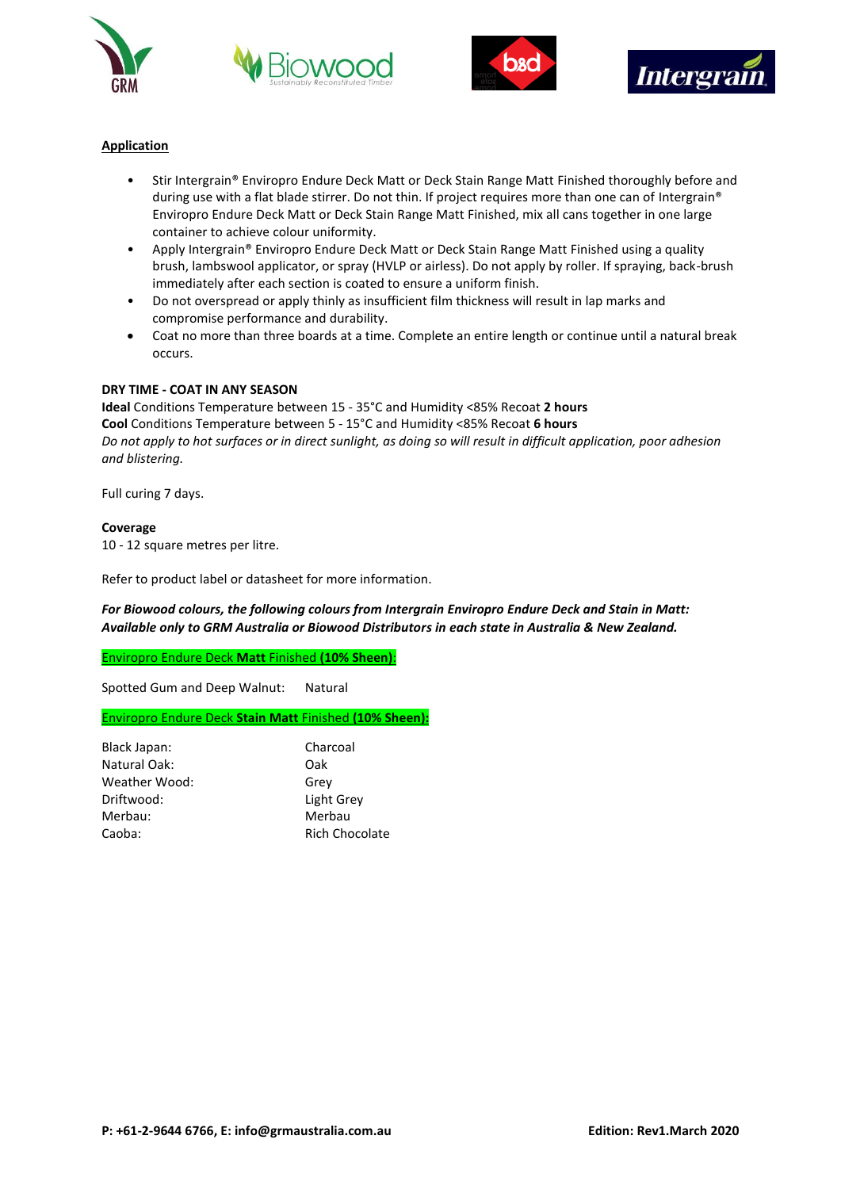## Application

- Stir Intergrain® Enviropro Endure Deck Matt or Deck Stain Range Matt Finished thoroughly before and during use with a flat blade stirrer. Do not thin. If project requires more than one can of Intergrain® Enviropro Endure Deck Matt or Deck Stain Range Matt Finished, mix all cans together in one large container to achieve colour uniformity.
- Apply Intergrain® Enviropro Endure Deck Matt or Deck Stain Range Matt Finished using a quality brush, lambswool applicator, or spray (HVLP or airless). Do not apply by roller. If spraying, back-brush immediately after each section is coated to ensure a uniform finish.
- Do not overspread or apply thinly as insufficient film thickness will result in lap marks and compromise performance and durability.
- Coat no more than three boards at a time. Complete an entire length or continue until a natural break occurs.

**DRY TIME - COAT IN ANY SEASON**
**Ideal** Conditions Temperature between 15 - 35°C and Humidity <85% Recoat **2 hours**
**Cool** Conditions Temperature between 5 - 15°C and Humidity <85% Recoat **6 hours**
*Do not apply to hot surfaces or in direct sunlight, as doing so will result in difficult application, poor adhesion and blistering.*

Full curing 7 days.

**Coverage**
10 - 12 square metres per litre.

Refer to product label or datasheet for more information.

***For Biowood colours, the following colours from Intergrain Enviropro Endure Deck and Stain in Matt: Available only to GRM Australia or Biowood Distributors in each state in Australia & New Zealand.***

Enviropro Endure Deck **Matt** Finished **(10% Sheen)**:

| | |
|---|---|
| Spotted Gum and Deep Walnut: | Natural |

Enviropro Endure Deck **Stain Matt** Finished **(10% Sheen):**

| | |
|---|---|
| Black Japan: | Charcoal |
| Natural Oak: | Oak |
| Weather Wood: | Grey |
| Driftwood: | Light Grey |
| Merbau: | Merbau |
| Caoba: | Rich Chocolate |

**P: +61-2-9644 6766, E: info@grmaustralia.com.au** **Edition: Rev1.March 2020**